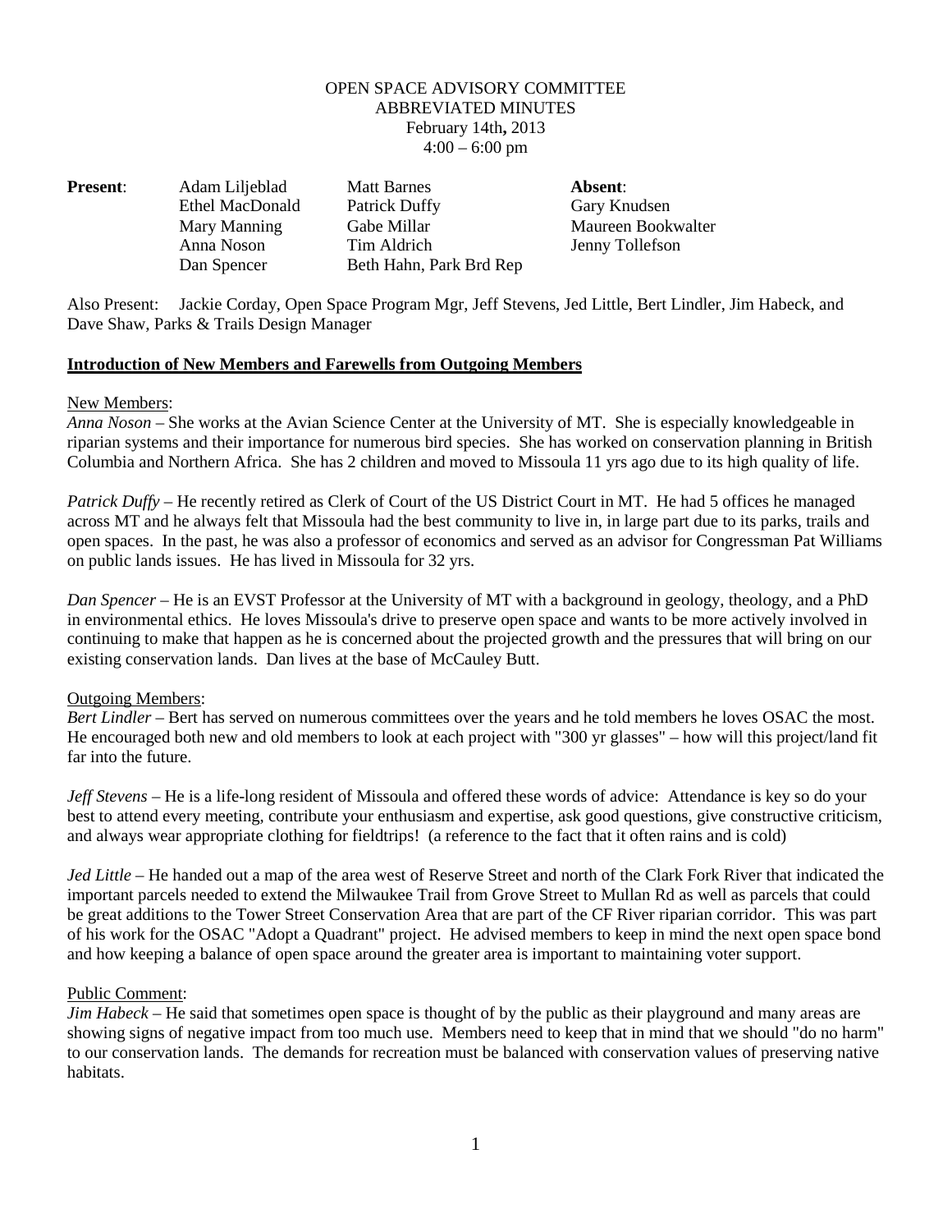# OPEN SPACE ADVISORY COMMITTEE
## ABBREVIATED MINUTES
February 14th**,** 2013
4:00 – 6:00 pm

| **Present**: | | | **Absent**: |
|---|---|---|---|
| | Adam Liljeblad | Matt Barnes | Gary Knudsen |
| | Ethel MacDonald | Patrick Duffy | Maureen Bookwalter |
| | Mary Manning | Gabe Millar | Jenny Tollefson |
| | Anna Noson | Tim Aldrich | |
| | Dan Spencer | Beth Hahn, Park Brd Rep | |

Also Present: Jackie Corday, Open Space Program Mgr, Jeff Stevens, Jed Little, Bert Lindler, Jim Habeck, and Dave Shaw, Parks & Trails Design Manager

**Introduction of New Members and Farewells from Outgoing Members**

New Members:

*Anna Noson* – She works at the Avian Science Center at the University of MT. She is especially knowledgeable in riparian systems and their importance for numerous bird species. She has worked on conservation planning in British Columbia and Northern Africa. She has 2 children and moved to Missoula 11 yrs ago due to its high quality of life.

*Patrick Duffy* – He recently retired as Clerk of Court of the US District Court in MT. He had 5 offices he managed across MT and he always felt that Missoula had the best community to live in, in large part due to its parks, trails and open spaces. In the past, he was also a professor of economics and served as an advisor for Congressman Pat Williams on public lands issues. He has lived in Missoula for 32 yrs.

*Dan Spencer* – He is an EVST Professor at the University of MT with a background in geology, theology, and a PhD in environmental ethics. He loves Missoula's drive to preserve open space and wants to be more actively involved in continuing to make that happen as he is concerned about the projected growth and the pressures that will bring on our existing conservation lands. Dan lives at the base of McCauley Butt.

Outgoing Members:

*Bert Lindler* – Bert has served on numerous committees over the years and he told members he loves OSAC the most. He encouraged both new and old members to look at each project with "300 yr glasses" – how will this project/land fit far into the future.

*Jeff Stevens* – He is a life-long resident of Missoula and offered these words of advice: Attendance is key so do your best to attend every meeting, contribute your enthusiasm and expertise, ask good questions, give constructive criticism, and always wear appropriate clothing for fieldtrips! (a reference to the fact that it often rains and is cold)

*Jed Little* – He handed out a map of the area west of Reserve Street and north of the Clark Fork River that indicated the important parcels needed to extend the Milwaukee Trail from Grove Street to Mullan Rd as well as parcels that could be great additions to the Tower Street Conservation Area that are part of the CF River riparian corridor. This was part of his work for the OSAC "Adopt a Quadrant" project. He advised members to keep in mind the next open space bond and how keeping a balance of open space around the greater area is important to maintaining voter support.

Public Comment:

*Jim Habeck* – He said that sometimes open space is thought of by the public as their playground and many areas are showing signs of negative impact from too much use. Members need to keep that in mind that we should "do no harm" to our conservation lands. The demands for recreation must be balanced with conservation values of preserving native habitats.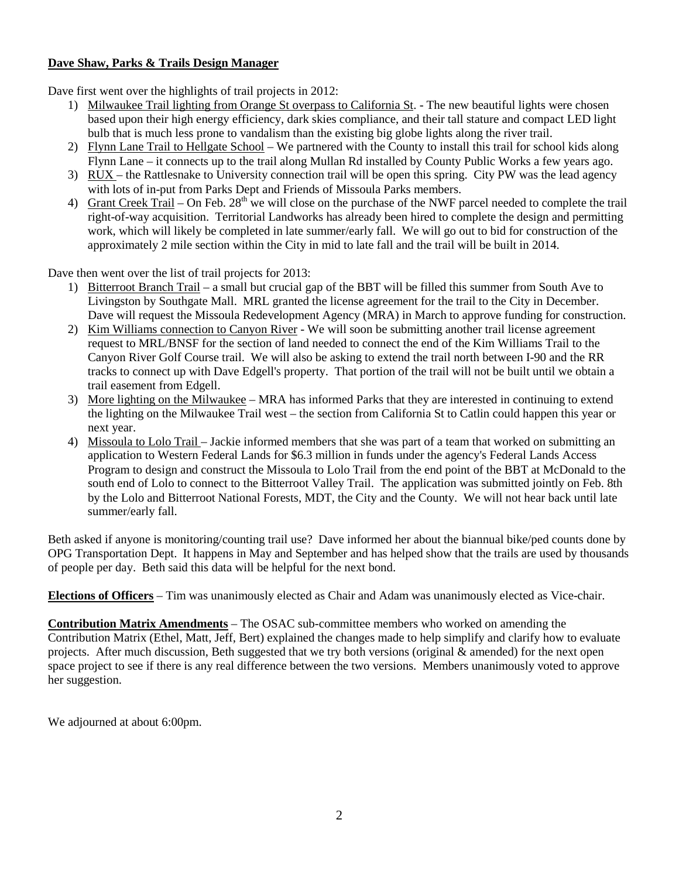**Dave Shaw, Parks & Trails Design Manager**

Dave first went over the highlights of trail projects in 2012:

1) Milwaukee Trail lighting from Orange St overpass to California St. - The new beautiful lights were chosen based upon their high energy efficiency, dark skies compliance, and their tall stature and compact LED light bulb that is much less prone to vandalism than the existing big globe lights along the river trail.
2) Flynn Lane Trail to Hellgate School – We partnered with the County to install this trail for school kids along Flynn Lane – it connects up to the trail along Mullan Rd installed by County Public Works a few years ago.
3) RUX – the Rattlesnake to University connection trail will be open this spring. City PW was the lead agency with lots of in-put from Parks Dept and Friends of Missoula Parks members.
4) Grant Creek Trail – On Feb. 28th we will close on the purchase of the NWF parcel needed to complete the trail right-of-way acquisition. Territorial Landworks has already been hired to complete the design and permitting work, which will likely be completed in late summer/early fall. We will go out to bid for construction of the approximately 2 mile section within the City in mid to late fall and the trail will be built in 2014.

Dave then went over the list of trail projects for 2013:

1) Bitterroot Branch Trail – a small but crucial gap of the BBT will be filled this summer from South Ave to Livingston by Southgate Mall. MRL granted the license agreement for the trail to the City in December. Dave will request the Missoula Redevelopment Agency (MRA) in March to approve funding for construction.
2) Kim Williams connection to Canyon River - We will soon be submitting another trail license agreement request to MRL/BNSF for the section of land needed to connect the end of the Kim Williams Trail to the Canyon River Golf Course trail. We will also be asking to extend the trail north between I-90 and the RR tracks to connect up with Dave Edgell's property. That portion of the trail will not be built until we obtain a trail easement from Edgell.
3) More lighting on the Milwaukee – MRA has informed Parks that they are interested in continuing to extend the lighting on the Milwaukee Trail west – the section from California St to Catlin could happen this year or next year.
4) Missoula to Lolo Trail – Jackie informed members that she was part of a team that worked on submitting an application to Western Federal Lands for \$6.3 million in funds under the agency's Federal Lands Access Program to design and construct the Missoula to Lolo Trail from the end point of the BBT at McDonald to the south end of Lolo to connect to the Bitterroot Valley Trail. The application was submitted jointly on Feb. 8th by the Lolo and Bitterroot National Forests, MDT, the City and the County. We will not hear back until late summer/early fall.

Beth asked if anyone is monitoring/counting trail use? Dave informed her about the biannual bike/ped counts done by OPG Transportation Dept. It happens in May and September and has helped show that the trails are used by thousands of people per day. Beth said this data will be helpful for the next bond.

**Elections of Officers** – Tim was unanimously elected as Chair and Adam was unanimously elected as Vice-chair.

**Contribution Matrix Amendments** – The OSAC sub-committee members who worked on amending the Contribution Matrix (Ethel, Matt, Jeff, Bert) explained the changes made to help simplify and clarify how to evaluate projects. After much discussion, Beth suggested that we try both versions (original & amended) for the next open space project to see if there is any real difference between the two versions. Members unanimously voted to approve her suggestion.

We adjourned at about 6:00pm.